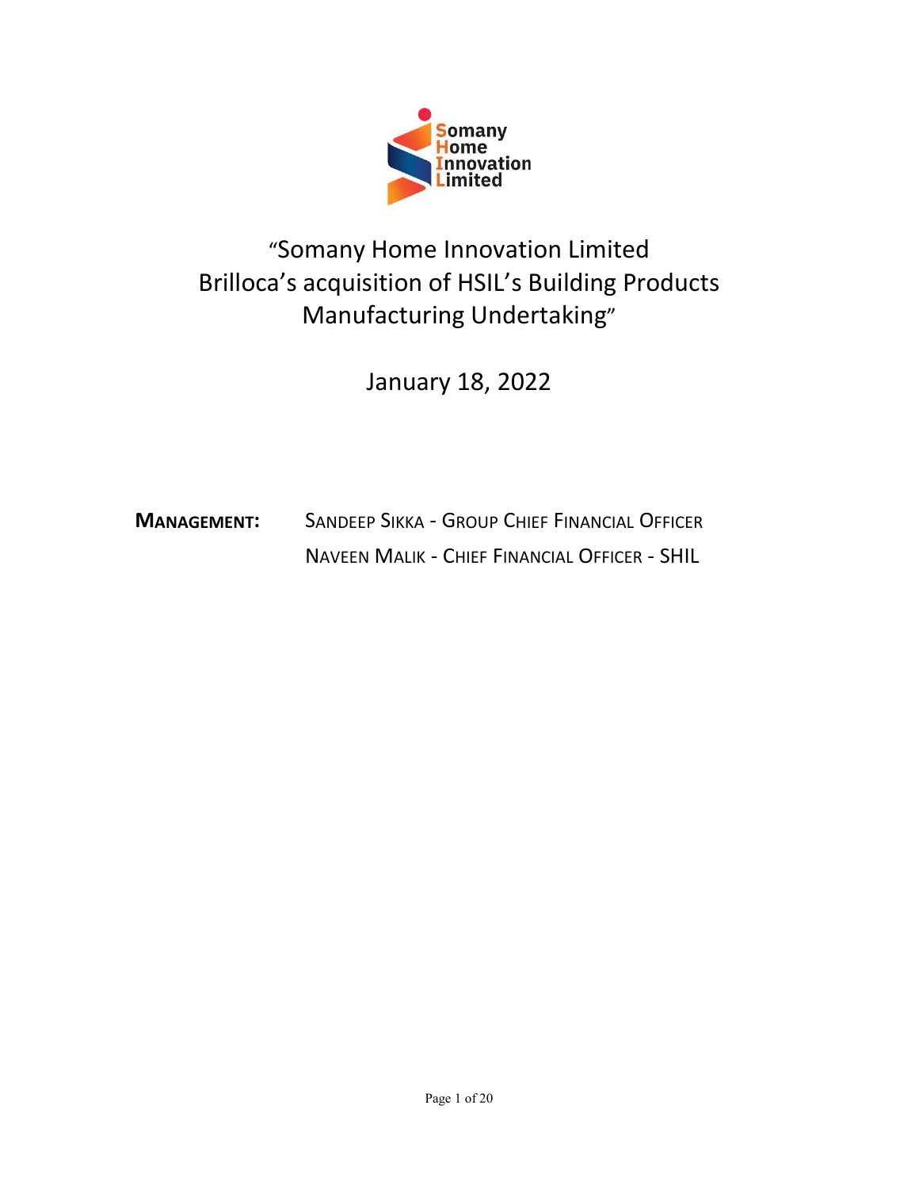"Somany Home Innovation Limited
Brilloca's acquisition of HSIL's Building Products Manufacturing Undertaking"

January 18, 2022

**MANAGEMENT:** SANDEEP SIKKA - GROUP CHIEF FINANCIAL OFFICER
NAVEEN MALIK - CHIEF FINANCIAL OFFICER - SHIL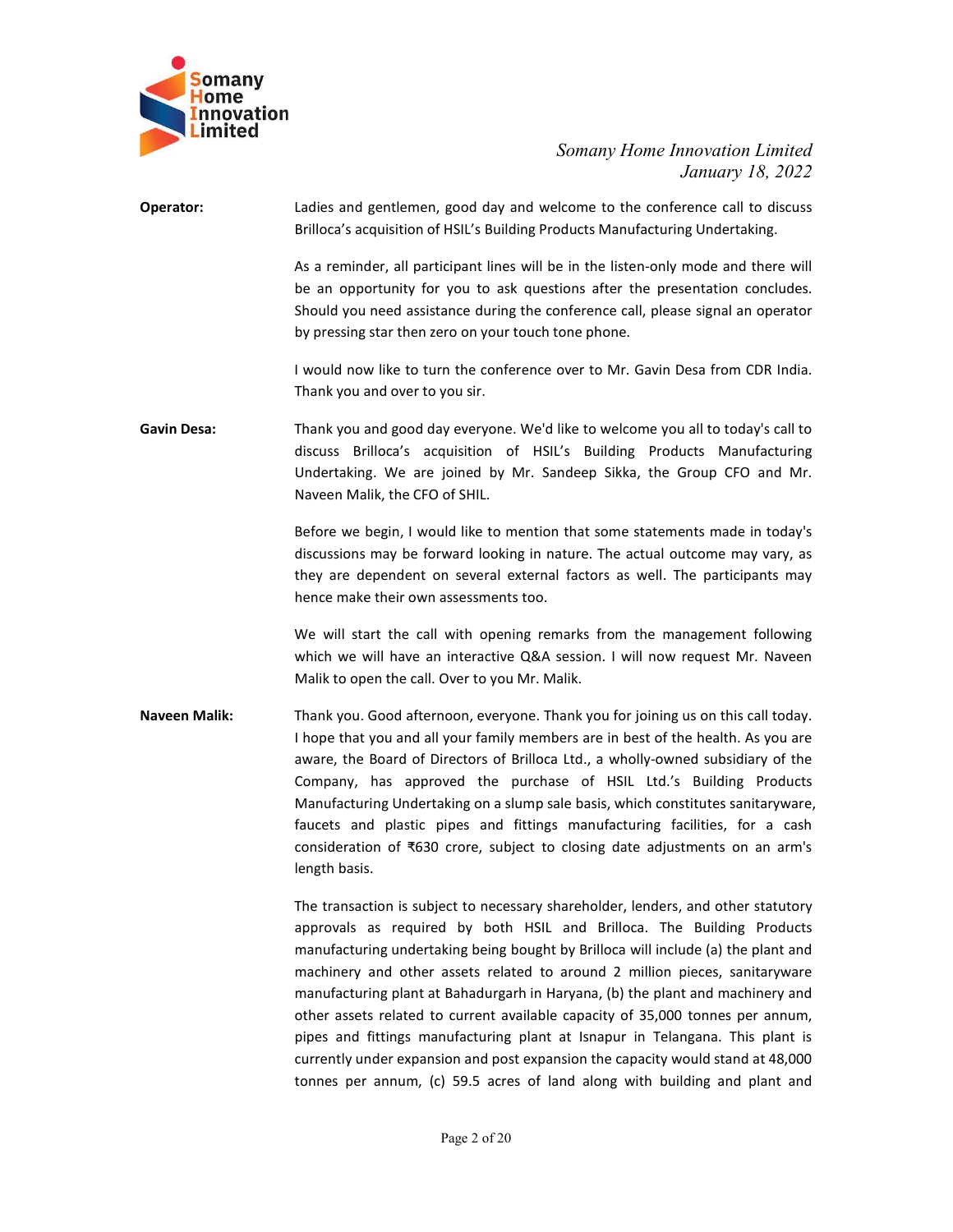**Operator:** Ladies and gentlemen, good day and welcome to the conference call to discuss Brilloca's acquisition of HSIL's Building Products Manufacturing Undertaking.

As a reminder, all participant lines will be in the listen-only mode and there will be an opportunity for you to ask questions after the presentation concludes. Should you need assistance during the conference call, please signal an operator by pressing star then zero on your touch tone phone.

I would now like to turn the conference over to Mr. Gavin Desa from CDR India. Thank you and over to you sir.

**Gavin Desa:** Thank you and good day everyone. We'd like to welcome you all to today's call to discuss Brilloca's acquisition of HSIL's Building Products Manufacturing Undertaking. We are joined by Mr. Sandeep Sikka, the Group CFO and Mr. Naveen Malik, the CFO of SHIL.

Before we begin, I would like to mention that some statements made in today's discussions may be forward looking in nature. The actual outcome may vary, as they are dependent on several external factors as well. The participants may hence make their own assessments too.

We will start the call with opening remarks from the management following which we will have an interactive Q&A session. I will now request Mr. Naveen Malik to open the call. Over to you Mr. Malik.

**Naveen Malik:** Thank you. Good afternoon, everyone. Thank you for joining us on this call today. I hope that you and all your family members are in best of the health. As you are aware, the Board of Directors of Brilloca Ltd., a wholly-owned subsidiary of the Company, has approved the purchase of HSIL Ltd.'s Building Products Manufacturing Undertaking on a slump sale basis, which constitutes sanitaryware, faucets and plastic pipes and fittings manufacturing facilities, for a cash consideration of ₹630 crore, subject to closing date adjustments on an arm's length basis.

The transaction is subject to necessary shareholder, lenders, and other statutory approvals as required by both HSIL and Brilloca. The Building Products manufacturing undertaking being bought by Brilloca will include (a) the plant and machinery and other assets related to around 2 million pieces, sanitaryware manufacturing plant at Bahadurgarh in Haryana, (b) the plant and machinery and other assets related to current available capacity of 35,000 tonnes per annum, pipes and fittings manufacturing plant at Isnapur in Telangana. This plant is currently under expansion and post expansion the capacity would stand at 48,000 tonnes per annum, (c) 59.5 acres of land along with building and plant and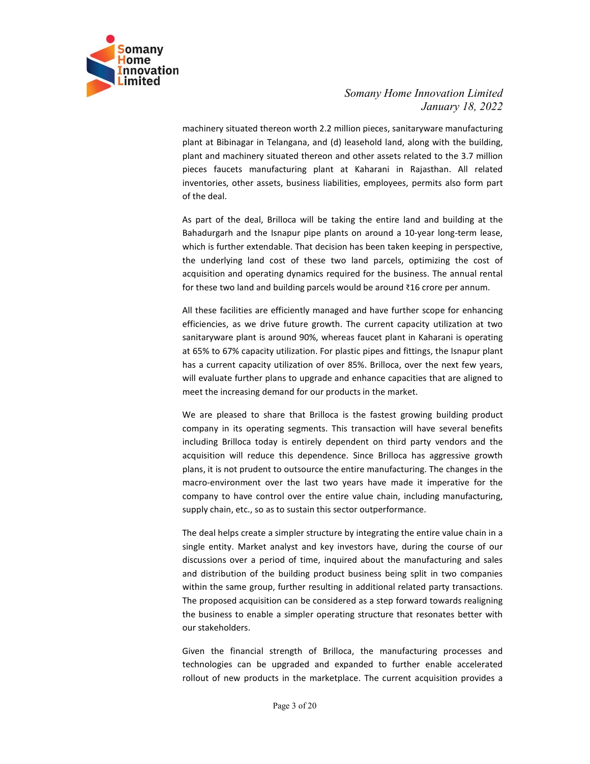machinery situated thereon worth 2.2 million pieces, sanitaryware manufacturing plant at Bibinagar in Telangana, and (d) leasehold land, along with the building, plant and machinery situated thereon and other assets related to the 3.7 million pieces faucets manufacturing plant at Kaharani in Rajasthan. All related inventories, other assets, business liabilities, employees, permits also form part of the deal.

As part of the deal, Brilloca will be taking the entire land and building at the Bahadurgarh and the Isnapur pipe plants on around a 10-year long-term lease, which is further extendable. That decision has been taken keeping in perspective, the underlying land cost of these two land parcels, optimizing the cost of acquisition and operating dynamics required for the business. The annual rental for these two land and building parcels would be around ₹16 crore per annum.

All these facilities are efficiently managed and have further scope for enhancing efficiencies, as we drive future growth. The current capacity utilization at two sanitaryware plant is around 90%, whereas faucet plant in Kaharani is operating at 65% to 67% capacity utilization. For plastic pipes and fittings, the Isnapur plant has a current capacity utilization of over 85%. Brilloca, over the next few years, will evaluate further plans to upgrade and enhance capacities that are aligned to meet the increasing demand for our products in the market.

We are pleased to share that Brilloca is the fastest growing building product company in its operating segments. This transaction will have several benefits including Brilloca today is entirely dependent on third party vendors and the acquisition will reduce this dependence. Since Brilloca has aggressive growth plans, it is not prudent to outsource the entire manufacturing. The changes in the macro-environment over the last two years have made it imperative for the company to have control over the entire value chain, including manufacturing, supply chain, etc., so as to sustain this sector outperformance.

The deal helps create a simpler structure by integrating the entire value chain in a single entity. Market analyst and key investors have, during the course of our discussions over a period of time, inquired about the manufacturing and sales and distribution of the building product business being split in two companies within the same group, further resulting in additional related party transactions. The proposed acquisition can be considered as a step forward towards realigning the business to enable a simpler operating structure that resonates better with our stakeholders.

Given the financial strength of Brilloca, the manufacturing processes and technologies can be upgraded and expanded to further enable accelerated rollout of new products in the marketplace. The current acquisition provides a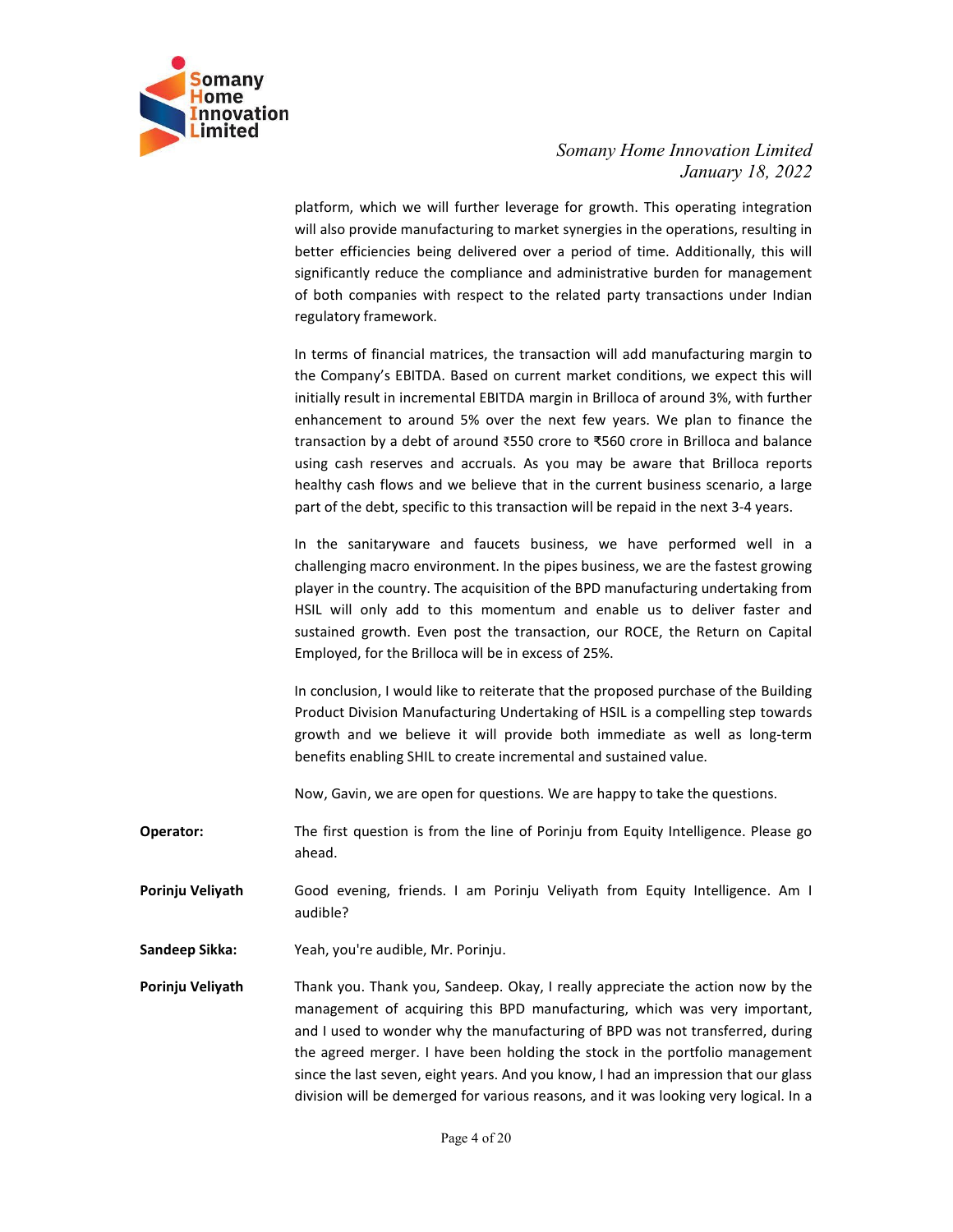platform, which we will further leverage for growth. This operating integration will also provide manufacturing to market synergies in the operations, resulting in better efficiencies being delivered over a period of time. Additionally, this will significantly reduce the compliance and administrative burden for management of both companies with respect to the related party transactions under Indian regulatory framework.

In terms of financial matrices, the transaction will add manufacturing margin to the Company's EBITDA. Based on current market conditions, we expect this will initially result in incremental EBITDA margin in Brilloca of around 3%, with further enhancement to around 5% over the next few years. We plan to finance the transaction by a debt of around ₹550 crore to ₹560 crore in Brilloca and balance using cash reserves and accruals. As you may be aware that Brilloca reports healthy cash flows and we believe that in the current business scenario, a large part of the debt, specific to this transaction will be repaid in the next 3-4 years.

In the sanitaryware and faucets business, we have performed well in a challenging macro environment. In the pipes business, we are the fastest growing player in the country. The acquisition of the BPD manufacturing undertaking from HSIL will only add to this momentum and enable us to deliver faster and sustained growth. Even post the transaction, our ROCE, the Return on Capital Employed, for the Brilloca will be in excess of 25%.

In conclusion, I would like to reiterate that the proposed purchase of the Building Product Division Manufacturing Undertaking of HSIL is a compelling step towards growth and we believe it will provide both immediate as well as long-term benefits enabling SHIL to create incremental and sustained value.

Now, Gavin, we are open for questions. We are happy to take the questions.

**Operator:** The first question is from the line of Porinju from Equity Intelligence. Please go ahead.

**Porinju Veliyath** Good evening, friends. I am Porinju Veliyath from Equity Intelligence. Am I audible?

**Sandeep Sikka:** Yeah, you're audible, Mr. Porinju.

**Porinju Veliyath** Thank you. Thank you, Sandeep. Okay, I really appreciate the action now by the management of acquiring this BPD manufacturing, which was very important, and I used to wonder why the manufacturing of BPD was not transferred, during the agreed merger. I have been holding the stock in the portfolio management since the last seven, eight years. And you know, I had an impression that our glass division will be demerged for various reasons, and it was looking very logical. In a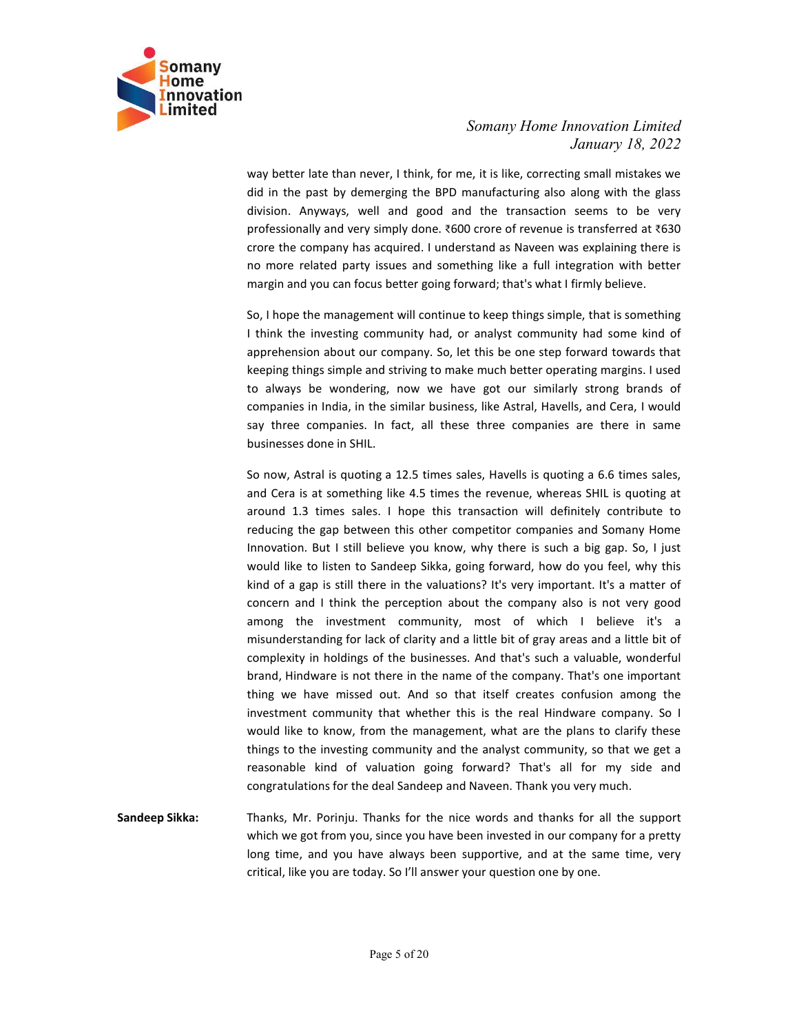way better late than never, I think, for me, it is like, correcting small mistakes we did in the past by demerging the BPD manufacturing also along with the glass division. Anyways, well and good and the transaction seems to be very professionally and very simply done. ₹600 crore of revenue is transferred at ₹630 crore the company has acquired. I understand as Naveen was explaining there is no more related party issues and something like a full integration with better margin and you can focus better going forward; that's what I firmly believe.

So, I hope the management will continue to keep things simple, that is something I think the investing community had, or analyst community had some kind of apprehension about our company. So, let this be one step forward towards that keeping things simple and striving to make much better operating margins. I used to always be wondering, now we have got our similarly strong brands of companies in India, in the similar business, like Astral, Havells, and Cera, I would say three companies. In fact, all these three companies are there in same businesses done in SHIL.

So now, Astral is quoting a 12.5 times sales, Havells is quoting a 6.6 times sales, and Cera is at something like 4.5 times the revenue, whereas SHIL is quoting at around 1.3 times sales. I hope this transaction will definitely contribute to reducing the gap between this other competitor companies and Somany Home Innovation. But I still believe you know, why there is such a big gap. So, I just would like to listen to Sandeep Sikka, going forward, how do you feel, why this kind of a gap is still there in the valuations? It's very important. It's a matter of concern and I think the perception about the company also is not very good among the investment community, most of which I believe it's a misunderstanding for lack of clarity and a little bit of gray areas and a little bit of complexity in holdings of the businesses. And that's such a valuable, wonderful brand, Hindware is not there in the name of the company. That's one important thing we have missed out. And so that itself creates confusion among the investment community that whether this is the real Hindware company. So I would like to know, from the management, what are the plans to clarify these things to the investing community and the analyst community, so that we get a reasonable kind of valuation going forward? That's all for my side and congratulations for the deal Sandeep and Naveen. Thank you very much.

**Sandeep Sikka:** Thanks, Mr. Porinju. Thanks for the nice words and thanks for all the support which we got from you, since you have been invested in our company for a pretty long time, and you have always been supportive, and at the same time, very critical, like you are today. So I'll answer your question one by one.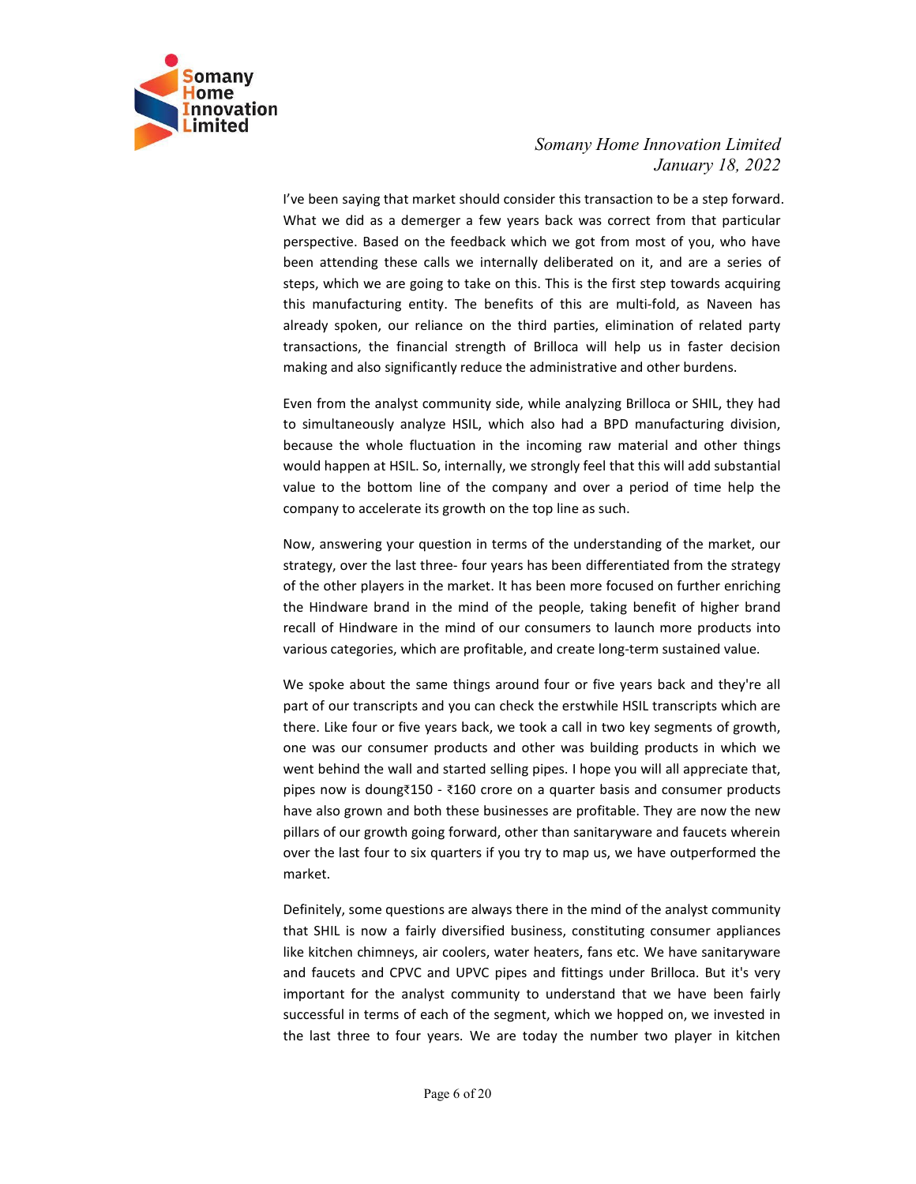I've been saying that market should consider this transaction to be a step forward. What we did as a demerger a few years back was correct from that particular perspective. Based on the feedback which we got from most of you, who have been attending these calls we internally deliberated on it, and are a series of steps, which we are going to take on this. This is the first step towards acquiring this manufacturing entity. The benefits of this are multi-fold, as Naveen has already spoken, our reliance on the third parties, elimination of related party transactions, the financial strength of Brilloca will help us in faster decision making and also significantly reduce the administrative and other burdens.

Even from the analyst community side, while analyzing Brilloca or SHIL, they had to simultaneously analyze HSIL, which also had a BPD manufacturing division, because the whole fluctuation in the incoming raw material and other things would happen at HSIL. So, internally, we strongly feel that this will add substantial value to the bottom line of the company and over a period of time help the company to accelerate its growth on the top line as such.

Now, answering your question in terms of the understanding of the market, our strategy, over the last three- four years has been differentiated from the strategy of the other players in the market. It has been more focused on further enriching the Hindware brand in the mind of the people, taking benefit of higher brand recall of Hindware in the mind of our consumers to launch more products into various categories, which are profitable, and create long-term sustained value.

We spoke about the same things around four or five years back and they're all part of our transcripts and you can check the erstwhile HSIL transcripts which are there. Like four or five years back, we took a call in two key segments of growth, one was our consumer products and other was building products in which we went behind the wall and started selling pipes. I hope you will all appreciate that, pipes now is doung₹150 - ₹160 crore on a quarter basis and consumer products have also grown and both these businesses are profitable. They are now the new pillars of our growth going forward, other than sanitaryware and faucets wherein over the last four to six quarters if you try to map us, we have outperformed the market.

Definitely, some questions are always there in the mind of the analyst community that SHIL is now a fairly diversified business, constituting consumer appliances like kitchen chimneys, air coolers, water heaters, fans etc. We have sanitaryware and faucets and CPVC and UPVC pipes and fittings under Brilloca. But it's very important for the analyst community to understand that we have been fairly successful in terms of each of the segment, which we hopped on, we invested in the last three to four years. We are today the number two player in kitchen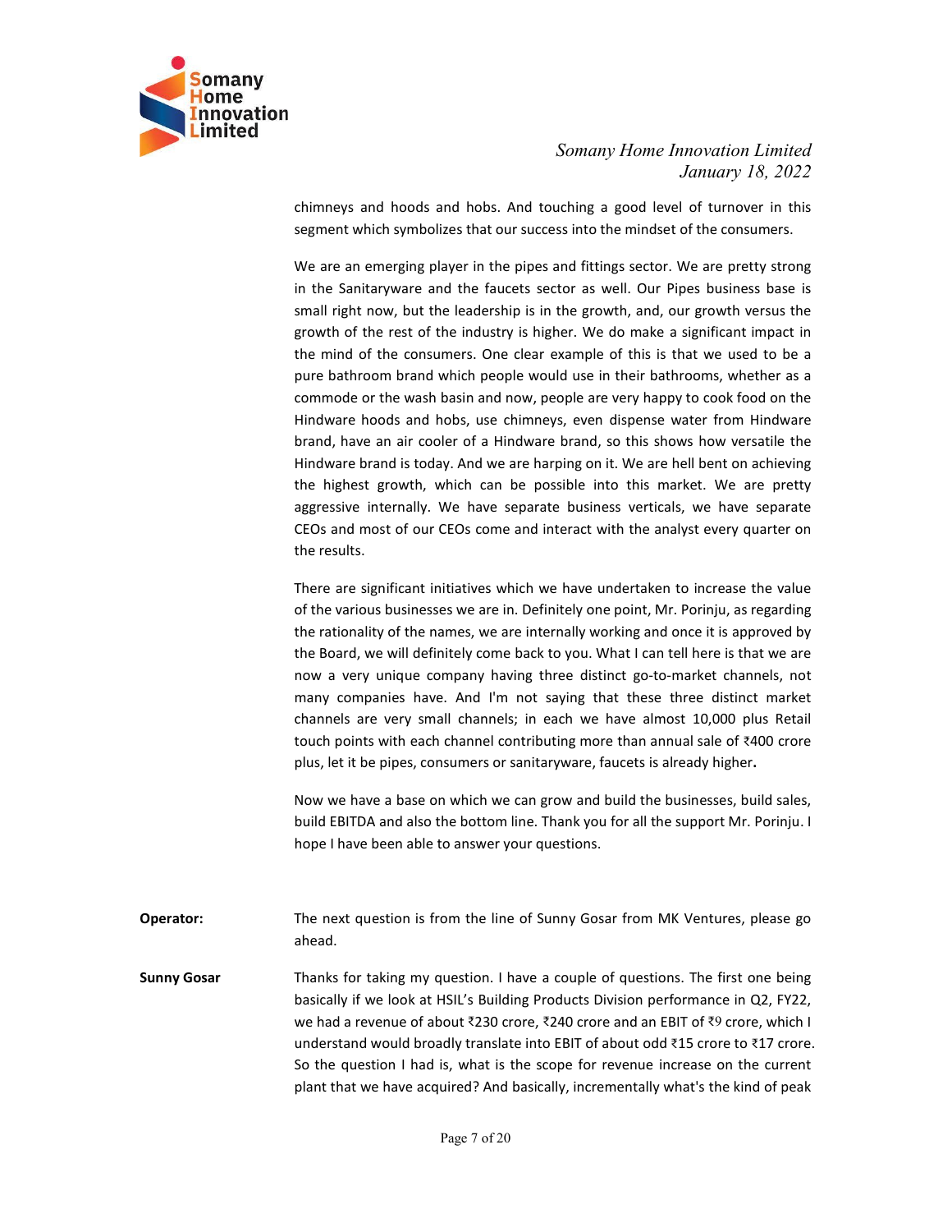chimneys and hoods and hobs. And touching a good level of turnover in this segment which symbolizes that our success into the mindset of the consumers.

We are an emerging player in the pipes and fittings sector. We are pretty strong in the Sanitaryware and the faucets sector as well. Our Pipes business base is small right now, but the leadership is in the growth, and, our growth versus the growth of the rest of the industry is higher. We do make a significant impact in the mind of the consumers. One clear example of this is that we used to be a pure bathroom brand which people would use in their bathrooms, whether as a commode or the wash basin and now, people are very happy to cook food on the Hindware hoods and hobs, use chimneys, even dispense water from Hindware brand, have an air cooler of a Hindware brand, so this shows how versatile the Hindware brand is today. And we are harping on it. We are hell bent on achieving the highest growth, which can be possible into this market. We are pretty aggressive internally. We have separate business verticals, we have separate CEOs and most of our CEOs come and interact with the analyst every quarter on the results.

There are significant initiatives which we have undertaken to increase the value of the various businesses we are in. Definitely one point, Mr. Porinju, as regarding the rationality of the names, we are internally working and once it is approved by the Board, we will definitely come back to you. What I can tell here is that we are now a very unique company having three distinct go-to-market channels, not many companies have. And I'm not saying that these three distinct market channels are very small channels; in each we have almost 10,000 plus Retail touch points with each channel contributing more than annual sale of ₹400 crore plus, let it be pipes, consumers or sanitaryware, faucets is already higher**.**

Now we have a base on which we can grow and build the businesses, build sales, build EBITDA and also the bottom line. Thank you for all the support Mr. Porinju. I hope I have been able to answer your questions.

**Operator:** The next question is from the line of Sunny Gosar from MK Ventures, please go ahead.

**Sunny Gosar** Thanks for taking my question. I have a couple of questions. The first one being basically if we look at HSIL's Building Products Division performance in Q2, FY22, we had a revenue of about ₹230 crore, ₹240 crore and an EBIT of ₹9 crore, which I understand would broadly translate into EBIT of about odd ₹15 crore to ₹17 crore. So the question I had is, what is the scope for revenue increase on the current plant that we have acquired? And basically, incrementally what's the kind of peak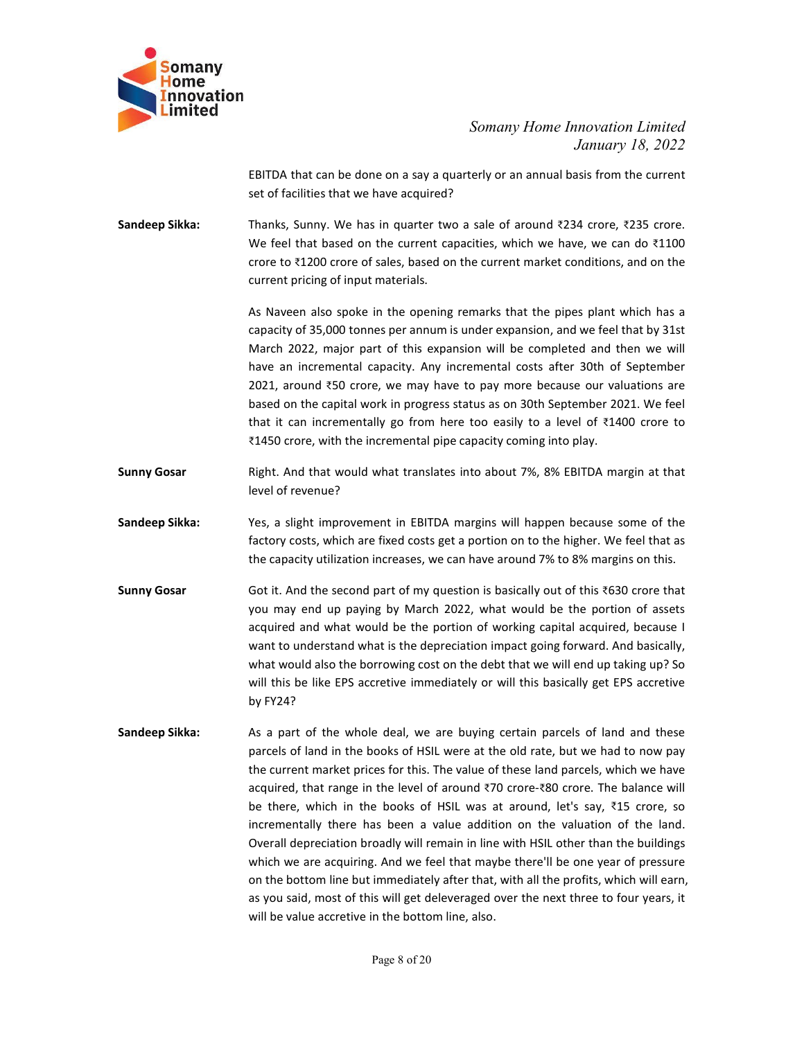EBITDA that can be done on a say a quarterly or an annual basis from the current set of facilities that we have acquired?

**Sandeep Sikka:** Thanks, Sunny. We has in quarter two a sale of around ₹234 crore, ₹235 crore. We feel that based on the current capacities, which we have, we can do ₹1100 crore to ₹1200 crore of sales, based on the current market conditions, and on the current pricing of input materials.

As Naveen also spoke in the opening remarks that the pipes plant which has a capacity of 35,000 tonnes per annum is under expansion, and we feel that by 31st March 2022, major part of this expansion will be completed and then we will have an incremental capacity. Any incremental costs after 30th of September 2021, around ₹50 crore, we may have to pay more because our valuations are based on the capital work in progress status as on 30th September 2021. We feel that it can incrementally go from here too easily to a level of ₹1400 crore to ₹1450 crore, with the incremental pipe capacity coming into play.

**Sunny Gosar** Right. And that would what translates into about 7%, 8% EBITDA margin at that level of revenue?

**Sandeep Sikka:** Yes, a slight improvement in EBITDA margins will happen because some of the factory costs, which are fixed costs get a portion on to the higher. We feel that as the capacity utilization increases, we can have around 7% to 8% margins on this.

**Sunny Gosar** Got it. And the second part of my question is basically out of this ₹630 crore that you may end up paying by March 2022, what would be the portion of assets acquired and what would be the portion of working capital acquired, because I want to understand what is the depreciation impact going forward. And basically, what would also the borrowing cost on the debt that we will end up taking up? So will this be like EPS accretive immediately or will this basically get EPS accretive by FY24?

**Sandeep Sikka:** As a part of the whole deal, we are buying certain parcels of land and these parcels of land in the books of HSIL were at the old rate, but we had to now pay the current market prices for this. The value of these land parcels, which we have acquired, that range in the level of around ₹70 crore-₹80 crore. The balance will be there, which in the books of HSIL was at around, let's say, ₹15 crore, so incrementally there has been a value addition on the valuation of the land. Overall depreciation broadly will remain in line with HSIL other than the buildings which we are acquiring. And we feel that maybe there'll be one year of pressure on the bottom line but immediately after that, with all the profits, which will earn, as you said, most of this will get deleveraged over the next three to four years, it will be value accretive in the bottom line, also.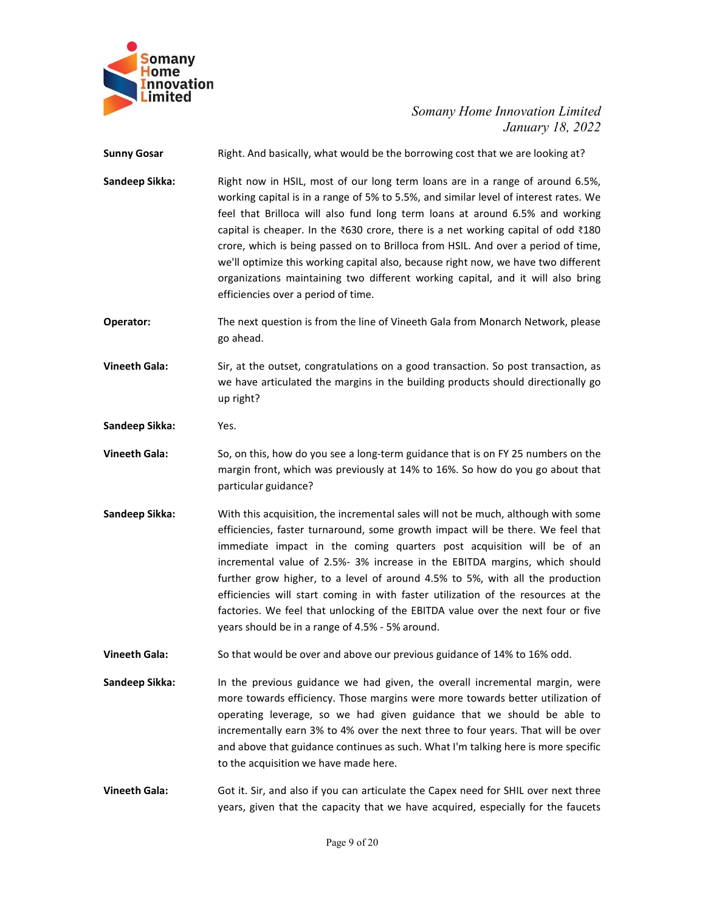**Sunny Gosar** Right. And basically, what would be the borrowing cost that we are looking at?

**Sandeep Sikka:** Right now in HSIL, most of our long term loans are in a range of around 6.5%, working capital is in a range of 5% to 5.5%, and similar level of interest rates. We feel that Brilloca will also fund long term loans at around 6.5% and working capital is cheaper. In the ₹630 crore, there is a net working capital of odd ₹180 crore, which is being passed on to Brilloca from HSIL. And over a period of time, we'll optimize this working capital also, because right now, we have two different organizations maintaining two different working capital, and it will also bring efficiencies over a period of time.

**Operator:** The next question is from the line of Vineeth Gala from Monarch Network, please go ahead.

**Vineeth Gala:** Sir, at the outset, congratulations on a good transaction. So post transaction, as we have articulated the margins in the building products should directionally go up right?

**Sandeep Sikka:** Yes.

**Vineeth Gala:** So, on this, how do you see a long-term guidance that is on FY 25 numbers on the margin front, which was previously at 14% to 16%. So how do you go about that particular guidance?

**Sandeep Sikka:** With this acquisition, the incremental sales will not be much, although with some efficiencies, faster turnaround, some growth impact will be there. We feel that immediate impact in the coming quarters post acquisition will be of an incremental value of 2.5%- 3% increase in the EBITDA margins, which should further grow higher, to a level of around 4.5% to 5%, with all the production efficiencies will start coming in with faster utilization of the resources at the factories. We feel that unlocking of the EBITDA value over the next four or five years should be in a range of 4.5% - 5% around.

**Vineeth Gala:** So that would be over and above our previous guidance of 14% to 16% odd.

**Sandeep Sikka:** In the previous guidance we had given, the overall incremental margin, were more towards efficiency. Those margins were more towards better utilization of operating leverage, so we had given guidance that we should be able to incrementally earn 3% to 4% over the next three to four years. That will be over and above that guidance continues as such. What I'm talking here is more specific to the acquisition we have made here.

**Vineeth Gala:** Got it. Sir, and also if you can articulate the Capex need for SHIL over next three years, given that the capacity that we have acquired, especially for the faucets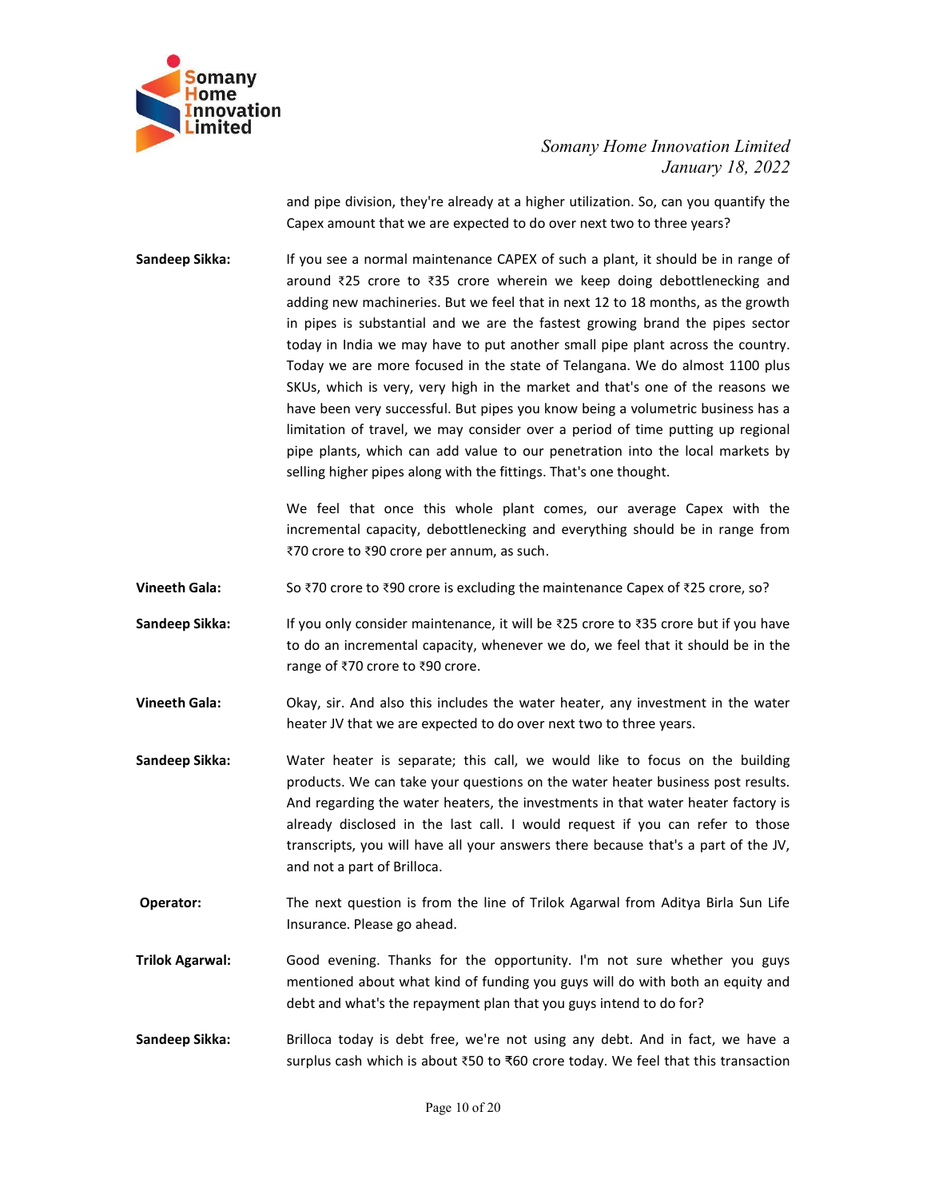and pipe division, they're already at a higher utilization. So, can you quantify the Capex amount that we are expected to do over next two to three years?

**Sandeep Sikka:** If you see a normal maintenance CAPEX of such a plant, it should be in range of around ₹25 crore to ₹35 crore wherein we keep doing debottlenecking and adding new machineries. But we feel that in next 12 to 18 months, as the growth in pipes is substantial and we are the fastest growing brand the pipes sector today in India we may have to put another small pipe plant across the country. Today we are more focused in the state of Telangana. We do almost 1100 plus SKUs, which is very, very high in the market and that's one of the reasons we have been very successful. But pipes you know being a volumetric business has a limitation of travel, we may consider over a period of time putting up regional pipe plants, which can add value to our penetration into the local markets by selling higher pipes along with the fittings. That's one thought.

We feel that once this whole plant comes, our average Capex with the incremental capacity, debottlenecking and everything should be in range from ₹70 crore to ₹90 crore per annum, as such.

**Vineeth Gala:** So ₹70 crore to ₹90 crore is excluding the maintenance Capex of ₹25 crore, so?

**Sandeep Sikka:** If you only consider maintenance, it will be ₹25 crore to ₹35 crore but if you have to do an incremental capacity, whenever we do, we feel that it should be in the range of ₹70 crore to ₹90 crore.

**Vineeth Gala:** Okay, sir. And also this includes the water heater, any investment in the water heater JV that we are expected to do over next two to three years.

**Sandeep Sikka:** Water heater is separate; this call, we would like to focus on the building products. We can take your questions on the water heater business post results. And regarding the water heaters, the investments in that water heater factory is already disclosed in the last call. I would request if you can refer to those transcripts, you will have all your answers there because that's a part of the JV, and not a part of Brilloca.

**Operator:** The next question is from the line of Trilok Agarwal from Aditya Birla Sun Life Insurance. Please go ahead.

**Trilok Agarwal:** Good evening. Thanks for the opportunity. I'm not sure whether you guys mentioned about what kind of funding you guys will do with both an equity and debt and what's the repayment plan that you guys intend to do for?

**Sandeep Sikka:** Brilloca today is debt free, we're not using any debt. And in fact, we have a surplus cash which is about ₹50 to ₹60 crore today. We feel that this transaction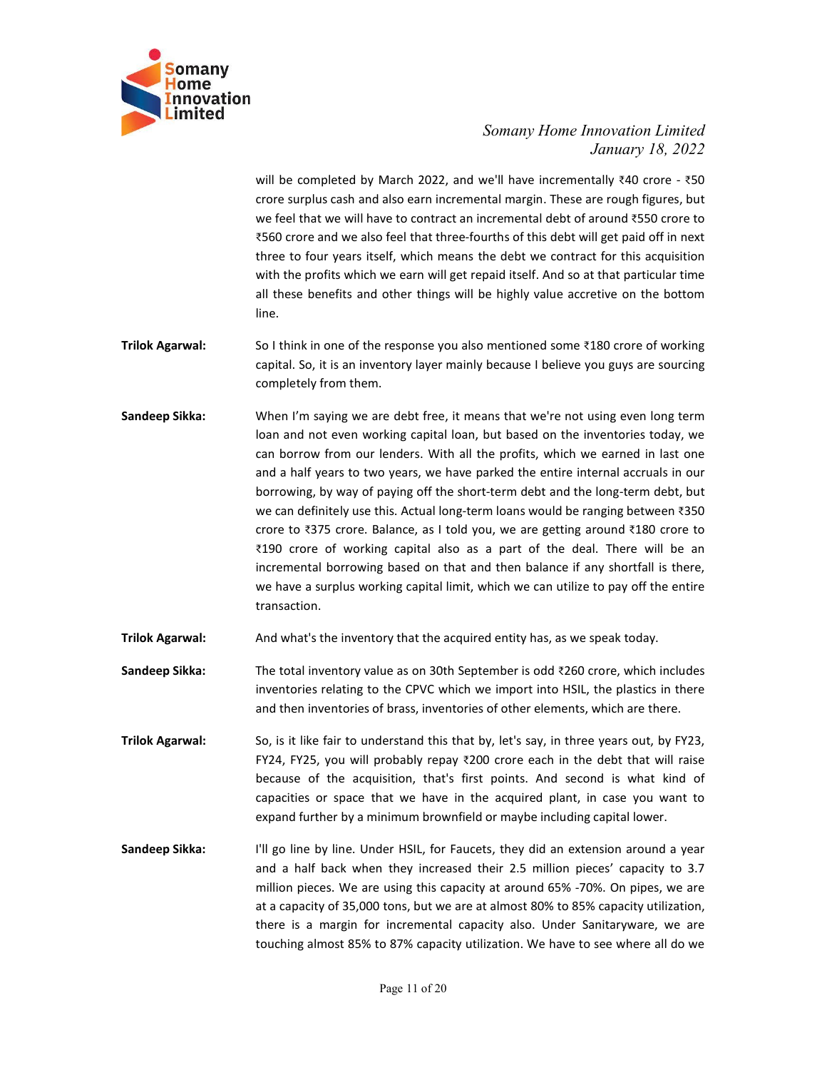will be completed by March 2022, and we'll have incrementally ₹40 crore - ₹50 crore surplus cash and also earn incremental margin. These are rough figures, but we feel that we will have to contract an incremental debt of around ₹550 crore to ₹560 crore and we also feel that three-fourths of this debt will get paid off in next three to four years itself, which means the debt we contract for this acquisition with the profits which we earn will get repaid itself. And so at that particular time all these benefits and other things will be highly value accretive on the bottom line.

**Trilok Agarwal:** So I think in one of the response you also mentioned some ₹180 crore of working capital. So, it is an inventory layer mainly because I believe you guys are sourcing completely from them.

**Sandeep Sikka:** When I'm saying we are debt free, it means that we're not using even long term loan and not even working capital loan, but based on the inventories today, we can borrow from our lenders. With all the profits, which we earned in last one and a half years to two years, we have parked the entire internal accruals in our borrowing, by way of paying off the short-term debt and the long-term debt, but we can definitely use this. Actual long-term loans would be ranging between ₹350 crore to ₹375 crore. Balance, as I told you, we are getting around ₹180 crore to ₹190 crore of working capital also as a part of the deal. There will be an incremental borrowing based on that and then balance if any shortfall is there, we have a surplus working capital limit, which we can utilize to pay off the entire transaction.

**Trilok Agarwal:** And what's the inventory that the acquired entity has, as we speak today.

**Sandeep Sikka:** The total inventory value as on 30th September is odd ₹260 crore, which includes inventories relating to the CPVC which we import into HSIL, the plastics in there and then inventories of brass, inventories of other elements, which are there.

**Trilok Agarwal:** So, is it like fair to understand this that by, let's say, in three years out, by FY23, FY24, FY25, you will probably repay ₹200 crore each in the debt that will raise because of the acquisition, that's first points. And second is what kind of capacities or space that we have in the acquired plant, in case you want to expand further by a minimum brownfield or maybe including capital lower.

**Sandeep Sikka:** I'll go line by line. Under HSIL, for Faucets, they did an extension around a year and a half back when they increased their 2.5 million pieces' capacity to 3.7 million pieces. We are using this capacity at around 65% -70%. On pipes, we are at a capacity of 35,000 tons, but we are at almost 80% to 85% capacity utilization, there is a margin for incremental capacity also. Under Sanitaryware, we are touching almost 85% to 87% capacity utilization. We have to see where all do we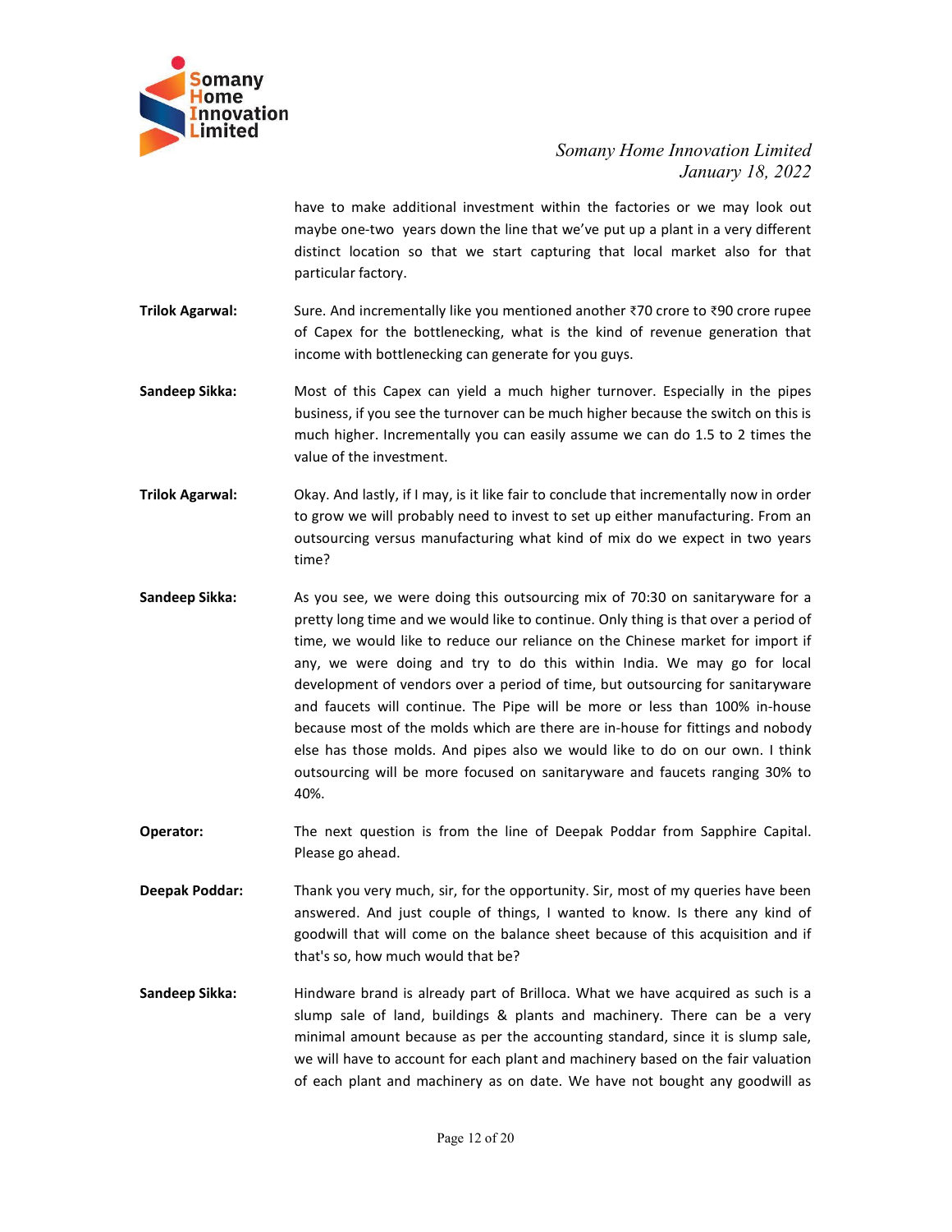have to make additional investment within the factories or we may look out maybe one-two years down the line that we've put up a plant in a very different distinct location so that we start capturing that local market also for that particular factory.

**Trilok Agarwal:** Sure. And incrementally like you mentioned another ₹70 crore to ₹90 crore rupee of Capex for the bottlenecking, what is the kind of revenue generation that income with bottlenecking can generate for you guys.

**Sandeep Sikka:** Most of this Capex can yield a much higher turnover. Especially in the pipes business, if you see the turnover can be much higher because the switch on this is much higher. Incrementally you can easily assume we can do 1.5 to 2 times the value of the investment.

**Trilok Agarwal:** Okay. And lastly, if I may, is it like fair to conclude that incrementally now in order to grow we will probably need to invest to set up either manufacturing. From an outsourcing versus manufacturing what kind of mix do we expect in two years time?

**Sandeep Sikka:** As you see, we were doing this outsourcing mix of 70:30 on sanitaryware for a pretty long time and we would like to continue. Only thing is that over a period of time, we would like to reduce our reliance on the Chinese market for import if any, we were doing and try to do this within India. We may go for local development of vendors over a period of time, but outsourcing for sanitaryware and faucets will continue. The Pipe will be more or less than 100% in-house because most of the molds which are there are in-house for fittings and nobody else has those molds. And pipes also we would like to do on our own. I think outsourcing will be more focused on sanitaryware and faucets ranging 30% to 40%.

**Operator:** The next question is from the line of Deepak Poddar from Sapphire Capital. Please go ahead.

**Deepak Poddar:** Thank you very much, sir, for the opportunity. Sir, most of my queries have been answered. And just couple of things, I wanted to know. Is there any kind of goodwill that will come on the balance sheet because of this acquisition and if that's so, how much would that be?

**Sandeep Sikka:** Hindware brand is already part of Brilloca. What we have acquired as such is a slump sale of land, buildings & plants and machinery. There can be a very minimal amount because as per the accounting standard, since it is slump sale, we will have to account for each plant and machinery based on the fair valuation of each plant and machinery as on date. We have not bought any goodwill as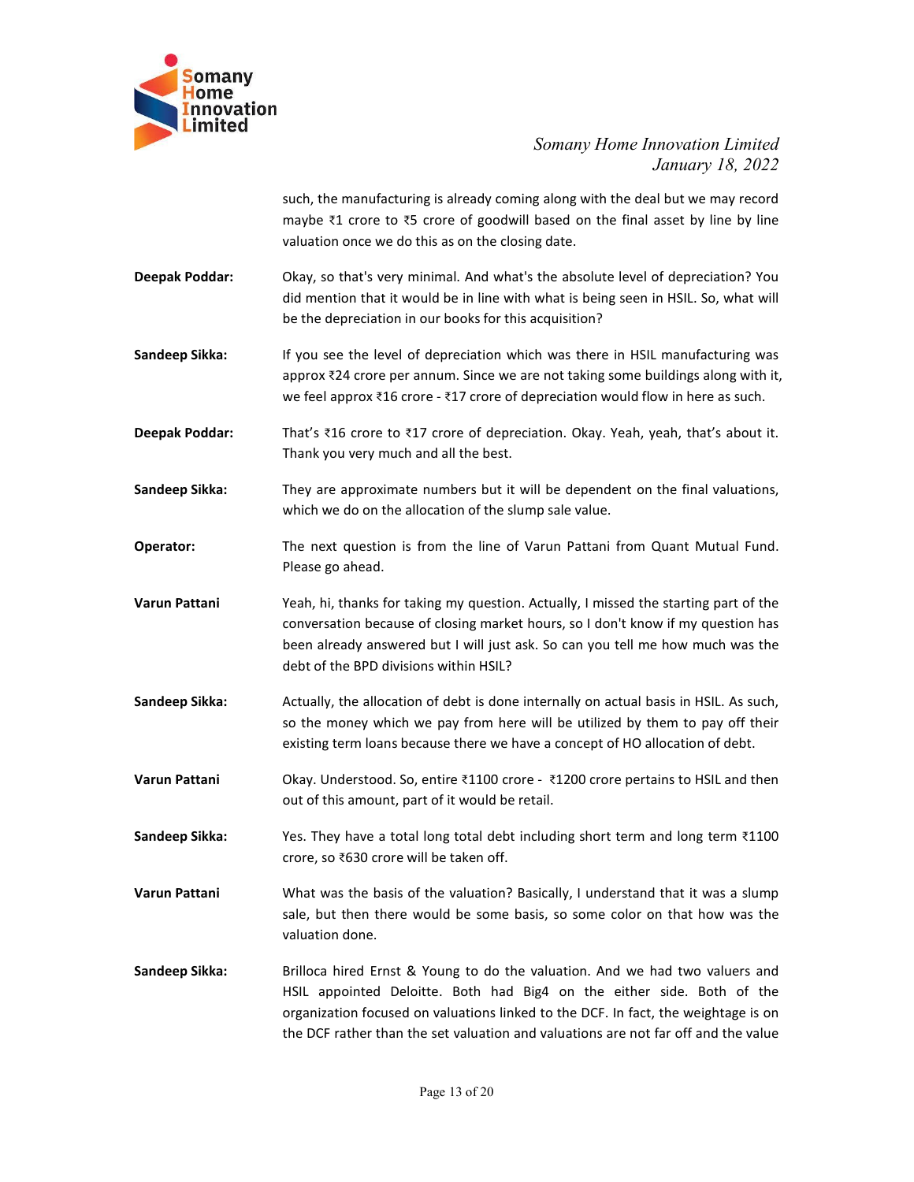such, the manufacturing is already coming along with the deal but we may record maybe ₹1 crore to ₹5 crore of goodwill based on the final asset by line by line valuation once we do this as on the closing date.

**Deepak Poddar:** Okay, so that's very minimal. And what's the absolute level of depreciation? You did mention that it would be in line with what is being seen in HSIL. So, what will be the depreciation in our books for this acquisition?

**Sandeep Sikka:** If you see the level of depreciation which was there in HSIL manufacturing was approx ₹24 crore per annum. Since we are not taking some buildings along with it, we feel approx ₹16 crore - ₹17 crore of depreciation would flow in here as such.

**Deepak Poddar:** That's ₹16 crore to ₹17 crore of depreciation. Okay. Yeah, yeah, that's about it. Thank you very much and all the best.

**Sandeep Sikka:** They are approximate numbers but it will be dependent on the final valuations, which we do on the allocation of the slump sale value.

**Operator:** The next question is from the line of Varun Pattani from Quant Mutual Fund. Please go ahead.

**Varun Pattani** Yeah, hi, thanks for taking my question. Actually, I missed the starting part of the conversation because of closing market hours, so I don't know if my question has been already answered but I will just ask. So can you tell me how much was the debt of the BPD divisions within HSIL?

**Sandeep Sikka:** Actually, the allocation of debt is done internally on actual basis in HSIL. As such, so the money which we pay from here will be utilized by them to pay off their existing term loans because there we have a concept of HO allocation of debt.

**Varun Pattani** Okay. Understood. So, entire ₹1100 crore - ₹1200 crore pertains to HSIL and then out of this amount, part of it would be retail.

**Sandeep Sikka:** Yes. They have a total long total debt including short term and long term ₹1100 crore, so ₹630 crore will be taken off.

**Varun Pattani** What was the basis of the valuation? Basically, I understand that it was a slump sale, but then there would be some basis, so some color on that how was the valuation done.

**Sandeep Sikka:** Brilloca hired Ernst & Young to do the valuation. And we had two valuers and HSIL appointed Deloitte. Both had Big4 on the either side. Both of the organization focused on valuations linked to the DCF. In fact, the weightage is on the DCF rather than the set valuation and valuations are not far off and the value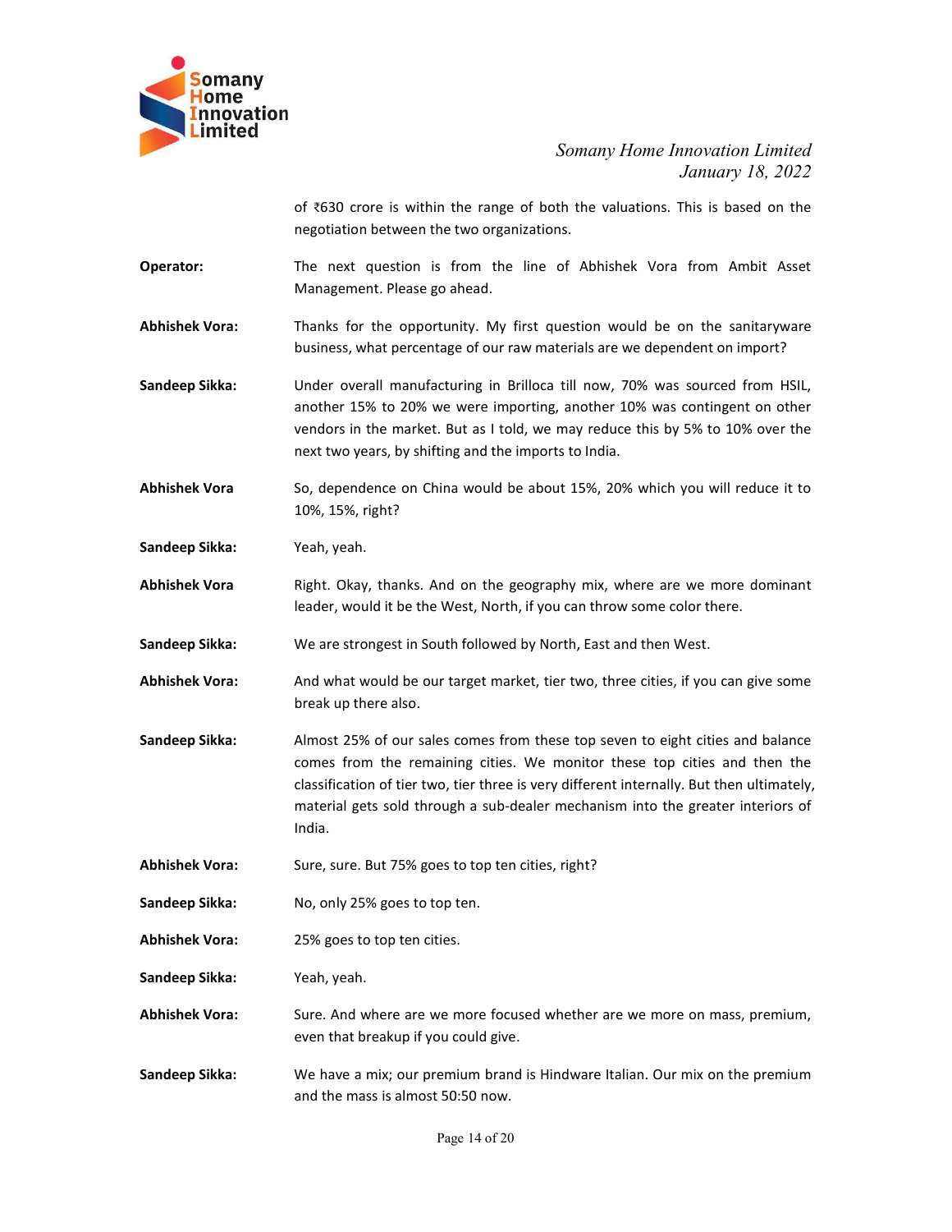of ₹630 crore is within the range of both the valuations. This is based on the negotiation between the two organizations.

**Operator:** The next question is from the line of Abhishek Vora from Ambit Asset Management. Please go ahead.

**Abhishek Vora:** Thanks for the opportunity. My first question would be on the sanitaryware business, what percentage of our raw materials are we dependent on import?

**Sandeep Sikka:** Under overall manufacturing in Brilloca till now, 70% was sourced from HSIL, another 15% to 20% we were importing, another 10% was contingent on other vendors in the market. But as I told, we may reduce this by 5% to 10% over the next two years, by shifting and the imports to India.

**Abhishek Vora** So, dependence on China would be about 15%, 20% which you will reduce it to 10%, 15%, right?

**Sandeep Sikka:** Yeah, yeah.

**Abhishek Vora** Right. Okay, thanks. And on the geography mix, where are we more dominant leader, would it be the West, North, if you can throw some color there.

**Sandeep Sikka:** We are strongest in South followed by North, East and then West.

**Abhishek Vora:** And what would be our target market, tier two, three cities, if you can give some break up there also.

**Sandeep Sikka:** Almost 25% of our sales comes from these top seven to eight cities and balance comes from the remaining cities. We monitor these top cities and then the classification of tier two, tier three is very different internally. But then ultimately, material gets sold through a sub-dealer mechanism into the greater interiors of India.

**Abhishek Vora:** Sure, sure. But 75% goes to top ten cities, right?

**Sandeep Sikka:** No, only 25% goes to top ten.

**Abhishek Vora:** 25% goes to top ten cities.

**Sandeep Sikka:** Yeah, yeah.

**Abhishek Vora:** Sure. And where are we more focused whether are we more on mass, premium, even that breakup if you could give.

**Sandeep Sikka:** We have a mix; our premium brand is Hindware Italian. Our mix on the premium and the mass is almost 50:50 now.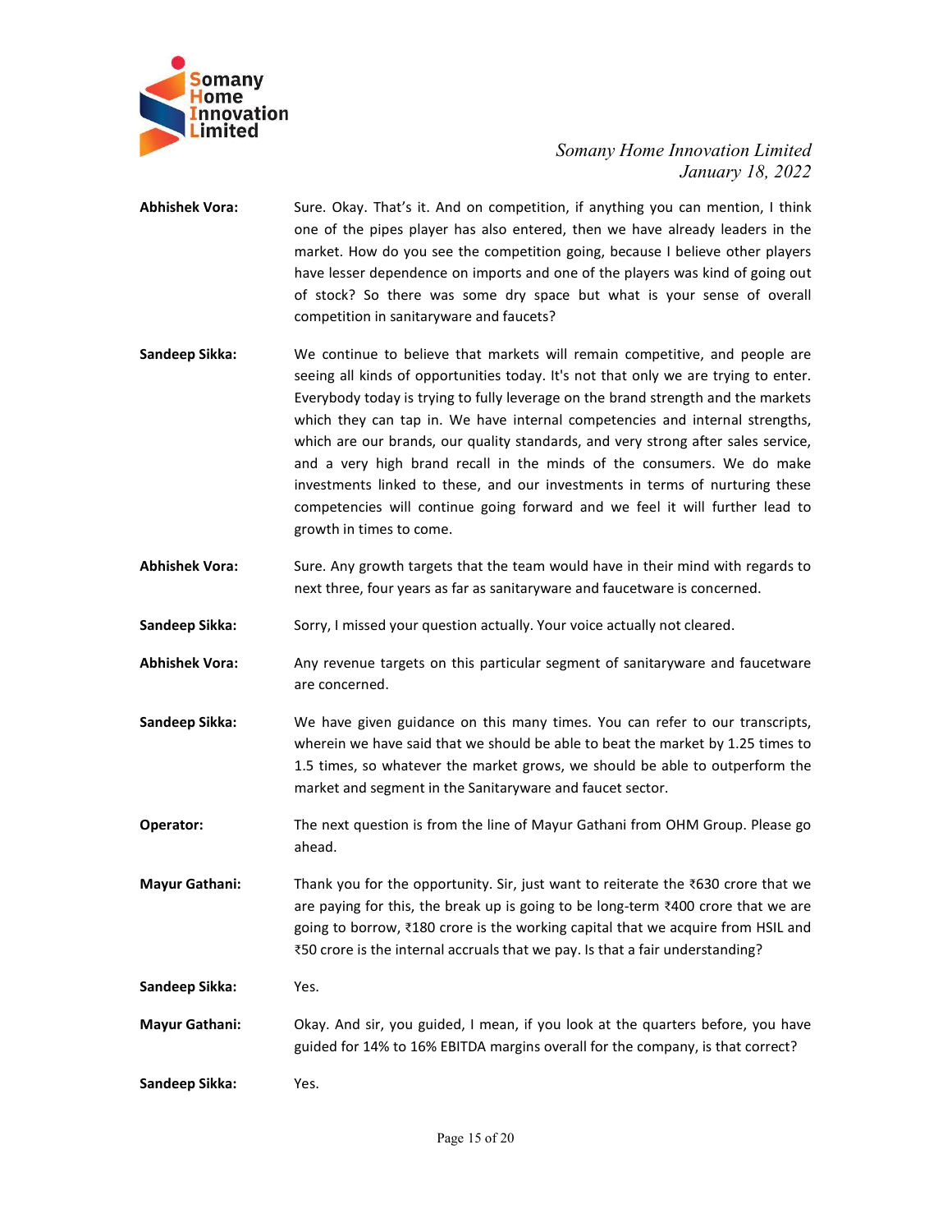**Abhishek Vora:** Sure. Okay. That's it. And on competition, if anything you can mention, I think one of the pipes player has also entered, then we have already leaders in the market. How do you see the competition going, because I believe other players have lesser dependence on imports and one of the players was kind of going out of stock? So there was some dry space but what is your sense of overall competition in sanitaryware and faucets?

**Sandeep Sikka:** We continue to believe that markets will remain competitive, and people are seeing all kinds of opportunities today. It's not that only we are trying to enter. Everybody today is trying to fully leverage on the brand strength and the markets which they can tap in. We have internal competencies and internal strengths, which are our brands, our quality standards, and very strong after sales service, and a very high brand recall in the minds of the consumers. We do make investments linked to these, and our investments in terms of nurturing these competencies will continue going forward and we feel it will further lead to growth in times to come.

**Abhishek Vora:** Sure. Any growth targets that the team would have in their mind with regards to next three, four years as far as sanitaryware and faucetware is concerned.

**Sandeep Sikka:** Sorry, I missed your question actually. Your voice actually not cleared.

**Abhishek Vora:** Any revenue targets on this particular segment of sanitaryware and faucetware are concerned.

**Sandeep Sikka:** We have given guidance on this many times. You can refer to our transcripts, wherein we have said that we should be able to beat the market by 1.25 times to 1.5 times, so whatever the market grows, we should be able to outperform the market and segment in the Sanitaryware and faucet sector.

**Operator:** The next question is from the line of Mayur Gathani from OHM Group. Please go ahead.

**Mayur Gathani:** Thank you for the opportunity. Sir, just want to reiterate the ₹630 crore that we are paying for this, the break up is going to be long-term ₹400 crore that we are going to borrow, ₹180 crore is the working capital that we acquire from HSIL and ₹50 crore is the internal accruals that we pay. Is that a fair understanding?

**Sandeep Sikka:** Yes.

**Mayur Gathani:** Okay. And sir, you guided, I mean, if you look at the quarters before, you have guided for 14% to 16% EBITDA margins overall for the company, is that correct?

**Sandeep Sikka:** Yes.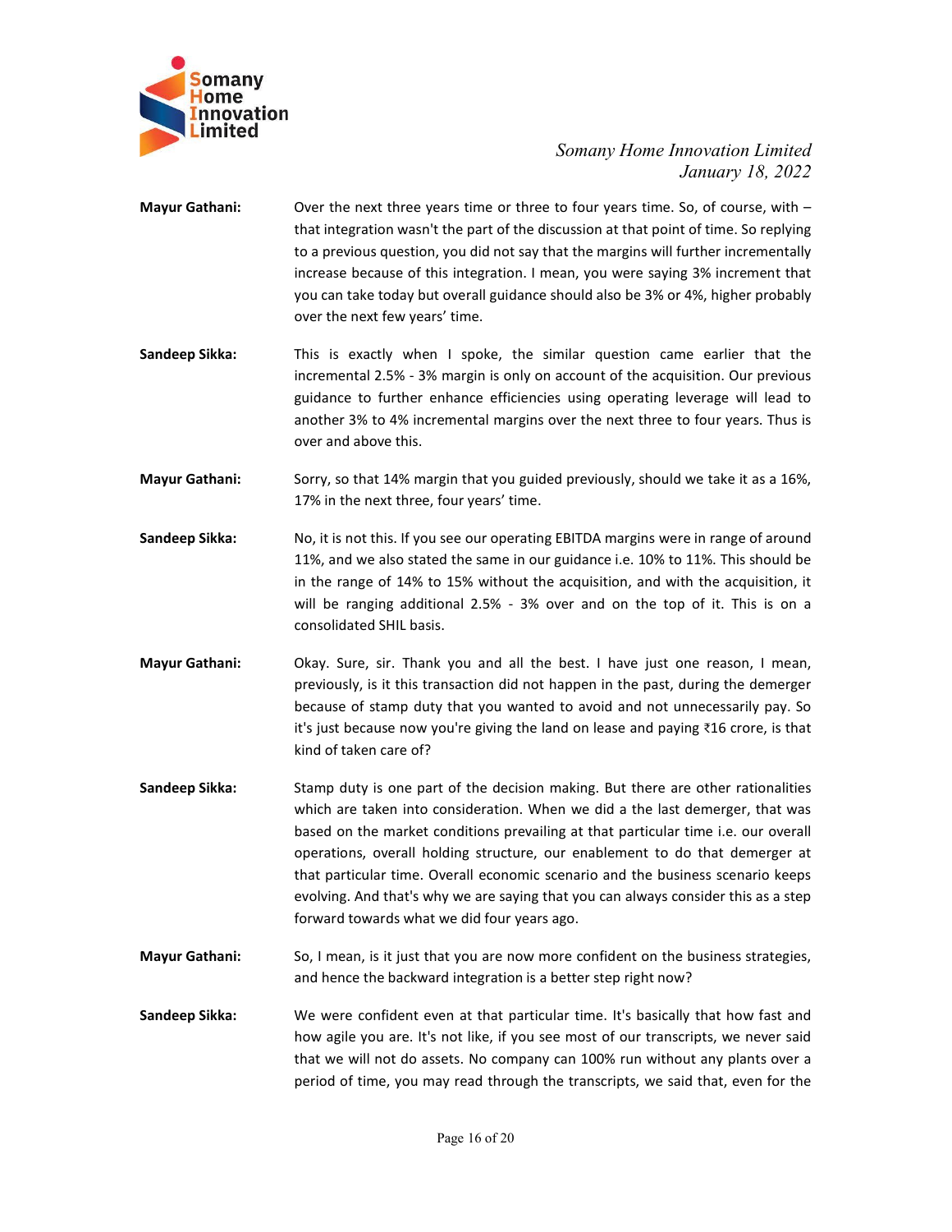**Mayur Gathani:** Over the next three years time or three to four years time. So, of course, with – that integration wasn't the part of the discussion at that point of time. So replying to a previous question, you did not say that the margins will further incrementally increase because of this integration. I mean, you were saying 3% increment that you can take today but overall guidance should also be 3% or 4%, higher probably over the next few years' time.

**Sandeep Sikka:** This is exactly when I spoke, the similar question came earlier that the incremental 2.5% - 3% margin is only on account of the acquisition. Our previous guidance to further enhance efficiencies using operating leverage will lead to another 3% to 4% incremental margins over the next three to four years. Thus is over and above this.

**Mayur Gathani:** Sorry, so that 14% margin that you guided previously, should we take it as a 16%, 17% in the next three, four years' time.

**Sandeep Sikka:** No, it is not this. If you see our operating EBITDA margins were in range of around 11%, and we also stated the same in our guidance i.e. 10% to 11%. This should be in the range of 14% to 15% without the acquisition, and with the acquisition, it will be ranging additional 2.5% - 3% over and on the top of it. This is on a consolidated SHIL basis.

**Mayur Gathani:** Okay. Sure, sir. Thank you and all the best. I have just one reason, I mean, previously, is it this transaction did not happen in the past, during the demerger because of stamp duty that you wanted to avoid and not unnecessarily pay. So it's just because now you're giving the land on lease and paying ₹16 crore, is that kind of taken care of?

**Sandeep Sikka:** Stamp duty is one part of the decision making. But there are other rationalities which are taken into consideration. When we did a the last demerger, that was based on the market conditions prevailing at that particular time i.e. our overall operations, overall holding structure, our enablement to do that demerger at that particular time. Overall economic scenario and the business scenario keeps evolving. And that's why we are saying that you can always consider this as a step forward towards what we did four years ago.

**Mayur Gathani:** So, I mean, is it just that you are now more confident on the business strategies, and hence the backward integration is a better step right now?

**Sandeep Sikka:** We were confident even at that particular time. It's basically that how fast and how agile you are. It's not like, if you see most of our transcripts, we never said that we will not do assets. No company can 100% run without any plants over a period of time, you may read through the transcripts, we said that, even for the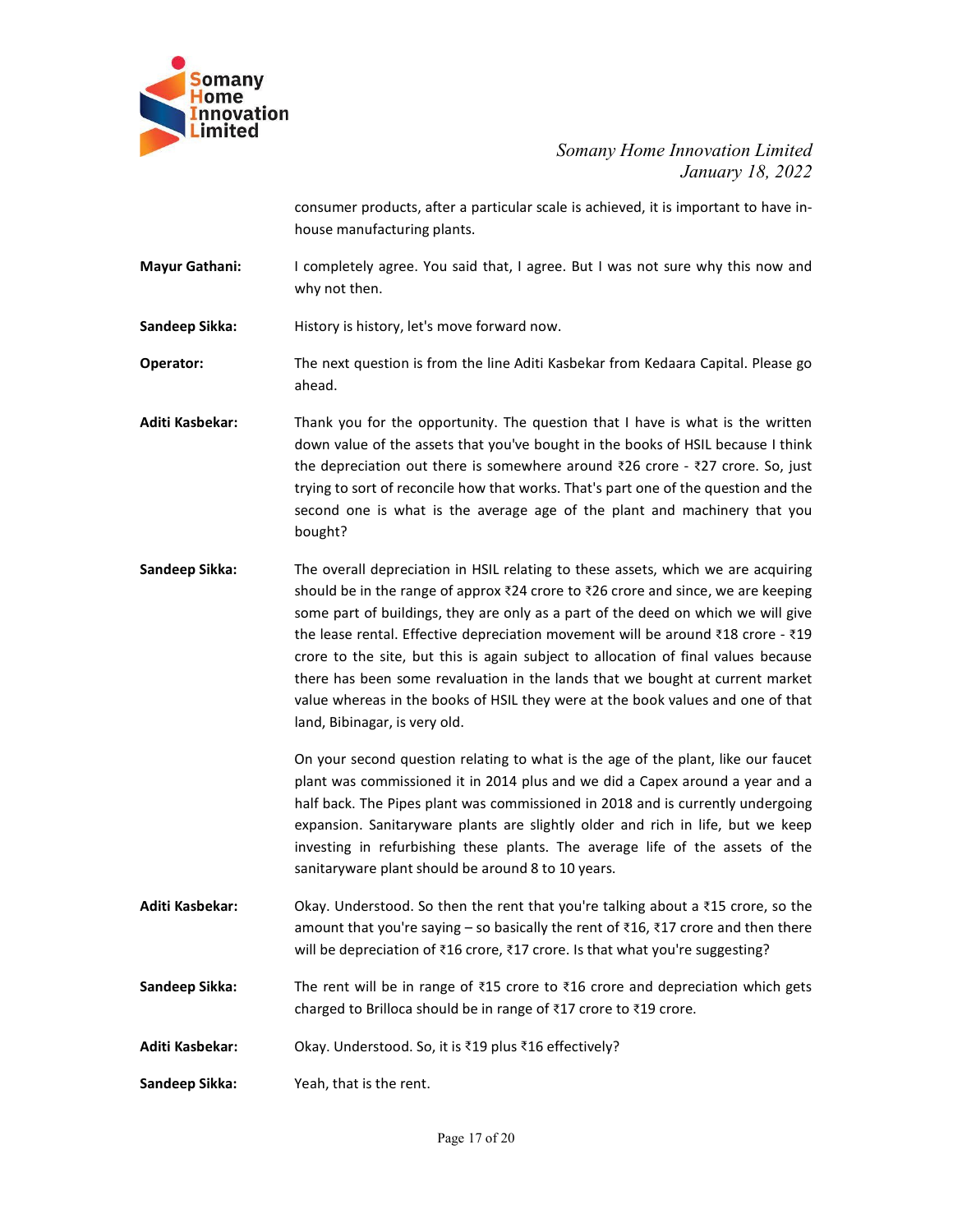consumer products, after a particular scale is achieved, it is important to have in-house manufacturing plants.

**Mayur Gathani:** I completely agree. You said that, I agree. But I was not sure why this now and why not then.

**Sandeep Sikka:** History is history, let's move forward now.

**Operator:** The next question is from the line Aditi Kasbekar from Kedaara Capital. Please go ahead.

**Aditi Kasbekar:** Thank you for the opportunity. The question that I have is what is the written down value of the assets that you've bought in the books of HSIL because I think the depreciation out there is somewhere around ₹26 crore - ₹27 crore. So, just trying to sort of reconcile how that works. That's part one of the question and the second one is what is the average age of the plant and machinery that you bought?

**Sandeep Sikka:** The overall depreciation in HSIL relating to these assets, which we are acquiring should be in the range of approx ₹24 crore to ₹26 crore and since, we are keeping some part of buildings, they are only as a part of the deed on which we will give the lease rental. Effective depreciation movement will be around ₹18 crore - ₹19 crore to the site, but this is again subject to allocation of final values because there has been some revaluation in the lands that we bought at current market value whereas in the books of HSIL they were at the book values and one of that land, Bibinagar, is very old.

On your second question relating to what is the age of the plant, like our faucet plant was commissioned it in 2014 plus and we did a Capex around a year and a half back. The Pipes plant was commissioned in 2018 and is currently undergoing expansion. Sanitaryware plants are slightly older and rich in life, but we keep investing in refurbishing these plants. The average life of the assets of the sanitaryware plant should be around 8 to 10 years.

**Aditi Kasbekar:** Okay. Understood. So then the rent that you're talking about a ₹15 crore, so the amount that you're saying – so basically the rent of ₹16, ₹17 crore and then there will be depreciation of ₹16 crore, ₹17 crore. Is that what you're suggesting?

**Sandeep Sikka:** The rent will be in range of ₹15 crore to ₹16 crore and depreciation which gets charged to Brilloca should be in range of ₹17 crore to ₹19 crore.

**Aditi Kasbekar:** Okay. Understood. So, it is ₹19 plus ₹16 effectively?

**Sandeep Sikka:** Yeah, that is the rent.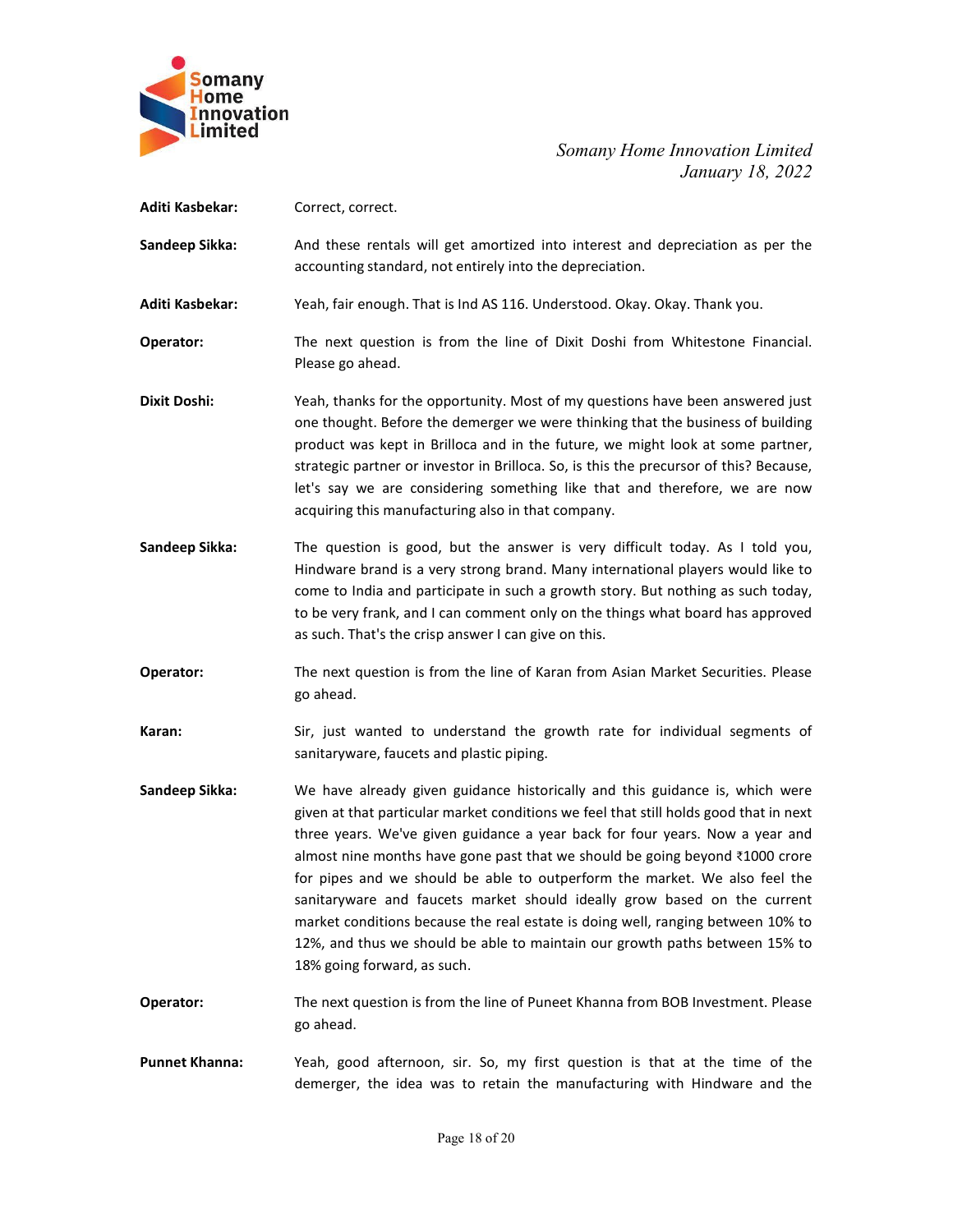**Aditi Kasbekar:** Correct, correct.

**Sandeep Sikka:** And these rentals will get amortized into interest and depreciation as per the accounting standard, not entirely into the depreciation.

**Aditi Kasbekar:** Yeah, fair enough. That is Ind AS 116. Understood. Okay. Okay. Thank you.

**Operator:** The next question is from the line of Dixit Doshi from Whitestone Financial. Please go ahead.

**Dixit Doshi:** Yeah, thanks for the opportunity. Most of my questions have been answered just one thought. Before the demerger we were thinking that the business of building product was kept in Brilloca and in the future, we might look at some partner, strategic partner or investor in Brilloca. So, is this the precursor of this? Because, let's say we are considering something like that and therefore, we are now acquiring this manufacturing also in that company.

**Sandeep Sikka:** The question is good, but the answer is very difficult today. As I told you, Hindware brand is a very strong brand. Many international players would like to come to India and participate in such a growth story. But nothing as such today, to be very frank, and I can comment only on the things what board has approved as such. That's the crisp answer I can give on this.

**Operator:** The next question is from the line of Karan from Asian Market Securities. Please go ahead.

**Karan:** Sir, just wanted to understand the growth rate for individual segments of sanitaryware, faucets and plastic piping.

**Sandeep Sikka:** We have already given guidance historically and this guidance is, which were given at that particular market conditions we feel that still holds good that in next three years. We've given guidance a year back for four years. Now a year and almost nine months have gone past that we should be going beyond ₹1000 crore for pipes and we should be able to outperform the market. We also feel the sanitaryware and faucets market should ideally grow based on the current market conditions because the real estate is doing well, ranging between 10% to 12%, and thus we should be able to maintain our growth paths between 15% to 18% going forward, as such.

**Operator:** The next question is from the line of Puneet Khanna from BOB Investment. Please go ahead.

**Punnet Khanna:** Yeah, good afternoon, sir. So, my first question is that at the time of the demerger, the idea was to retain the manufacturing with Hindware and the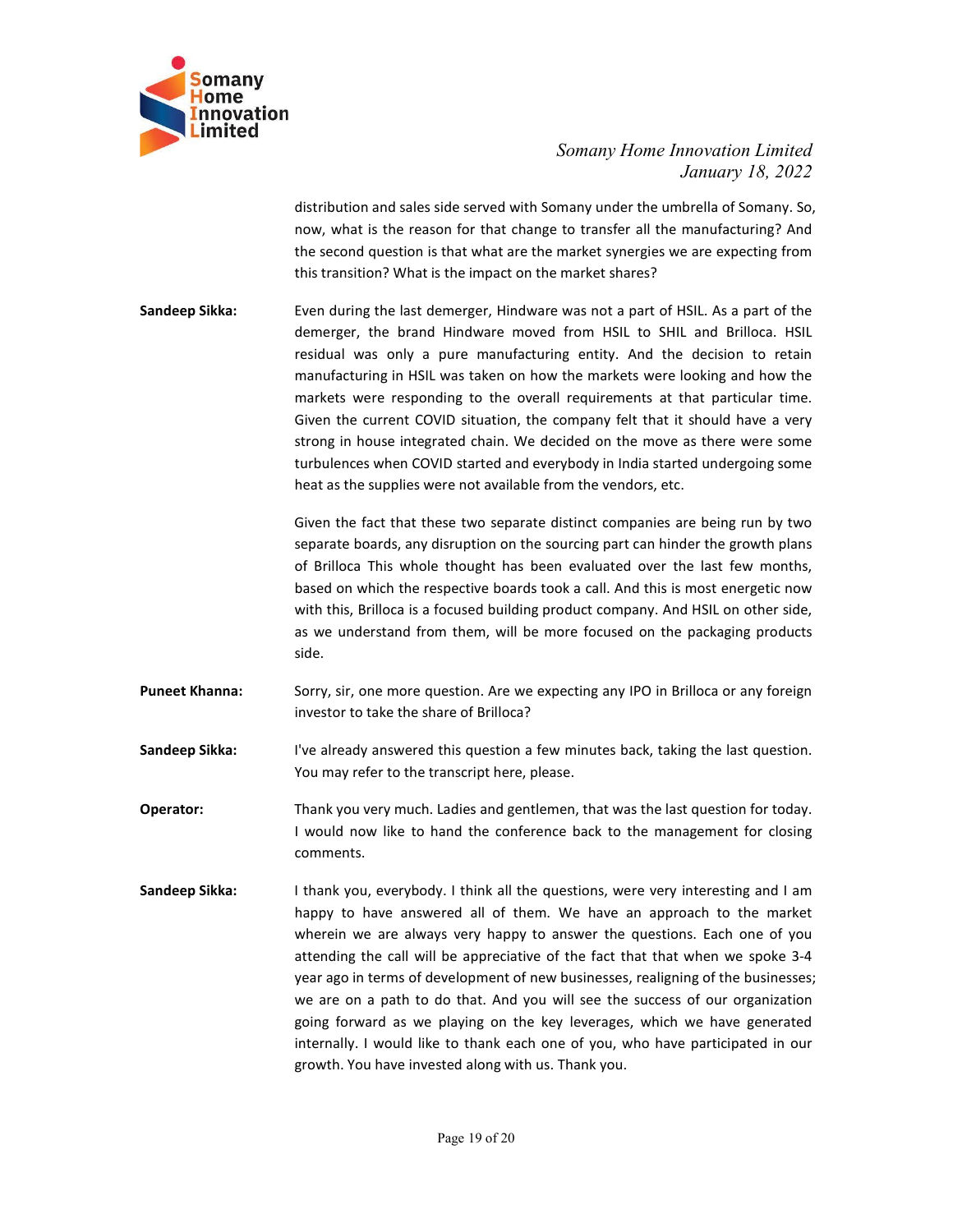distribution and sales side served with Somany under the umbrella of Somany. So, now, what is the reason for that change to transfer all the manufacturing? And the second question is that what are the market synergies we are expecting from this transition? What is the impact on the market shares?

**Sandeep Sikka:** Even during the last demerger, Hindware was not a part of HSIL. As a part of the demerger, the brand Hindware moved from HSIL to SHIL and Brilloca. HSIL residual was only a pure manufacturing entity. And the decision to retain manufacturing in HSIL was taken on how the markets were looking and how the markets were responding to the overall requirements at that particular time. Given the current COVID situation, the company felt that it should have a very strong in house integrated chain. We decided on the move as there were some turbulences when COVID started and everybody in India started undergoing some heat as the supplies were not available from the vendors, etc.

Given the fact that these two separate distinct companies are being run by two separate boards, any disruption on the sourcing part can hinder the growth plans of Brilloca This whole thought has been evaluated over the last few months, based on which the respective boards took a call. And this is most energetic now with this, Brilloca is a focused building product company. And HSIL on other side, as we understand from them, will be more focused on the packaging products side.

**Puneet Khanna:** Sorry, sir, one more question. Are we expecting any IPO in Brilloca or any foreign investor to take the share of Brilloca?

**Sandeep Sikka:** I've already answered this question a few minutes back, taking the last question. You may refer to the transcript here, please.

**Operator:** Thank you very much. Ladies and gentlemen, that was the last question for today. I would now like to hand the conference back to the management for closing comments.

**Sandeep Sikka:** I thank you, everybody. I think all the questions, were very interesting and I am happy to have answered all of them. We have an approach to the market wherein we are always very happy to answer the questions. Each one of you attending the call will be appreciative of the fact that that when we spoke 3-4 year ago in terms of development of new businesses, realigning of the businesses; we are on a path to do that. And you will see the success of our organization going forward as we playing on the key leverages, which we have generated internally. I would like to thank each one of you, who have participated in our growth. You have invested along with us. Thank you.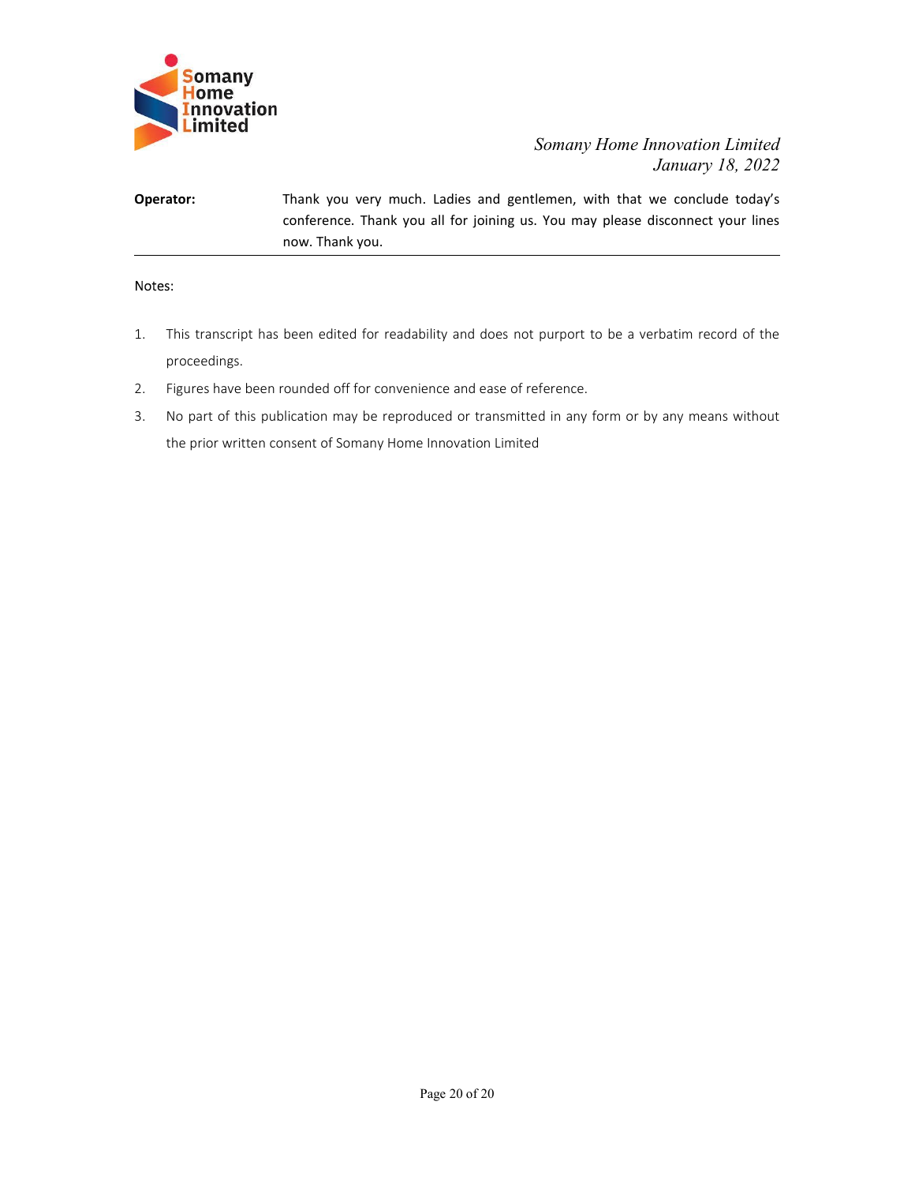**Operator:** Thank you very much. Ladies and gentlemen, with that we conclude today's conference. Thank you all for joining us. You may please disconnect your lines now. Thank you.

---

Notes:

1. This transcript has been edited for readability and does not purport to be a verbatim record of the proceedings.
2. Figures have been rounded off for convenience and ease of reference.
3. No part of this publication may be reproduced or transmitted in any form or by any means without the prior written consent of Somany Home Innovation Limited